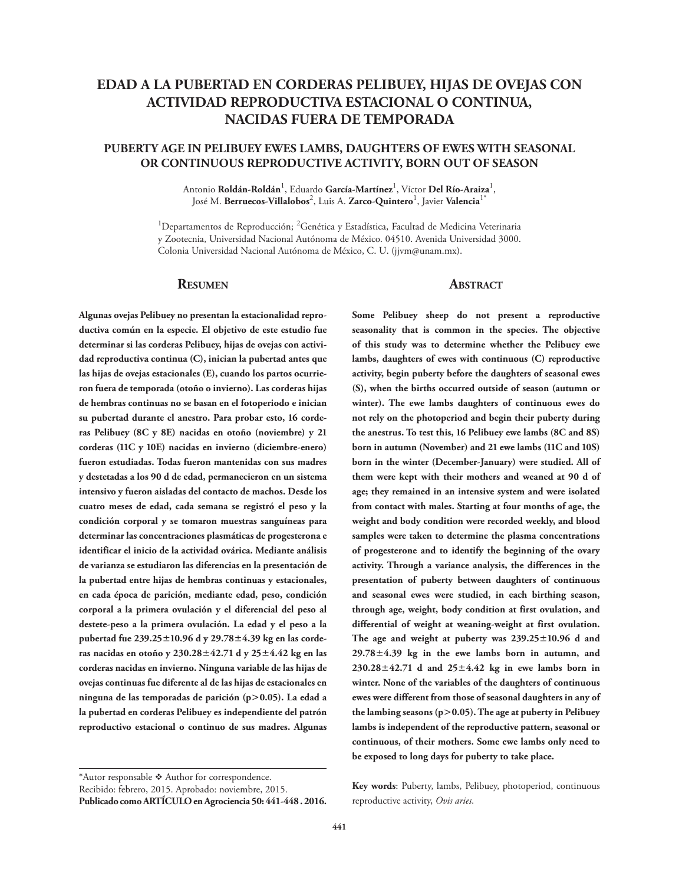# EDAD A LA PUBERTAD EN CORDERAS PELIBUEY, HIJAS DE OVEJAS CON ACTIVIDAD REPRODUCTIVA ESTACIONAL O CONTINUA, NACIDAS FUERA DE TEMPORADA

## PUBERTY AGE IN PELIBUEY EWES LAMBS, DAUGHTERS OF EWES WITH SEASONAL OR CONTINUOUS REPRODUCTIVE ACTIVITY, BORN OUT OF SEASON

Antonio **Roldán-Roldán**[1], Eduardo **García-Martínez**[1], Víctor **Del Río-Araiza**[1], José M. **Berruecos-Villalobos**[2], Luis A. **Zarco-Quintero**[1], Javier **Valencia**[1*]

[1]Departamentos de Reproducción; [2]Genética y Estadística, Facultad de Medicina Veterinaria y Zootecnia, Universidad Nacional Autónoma de México. 04510. Avenida Universidad 3000. Colonia Universidad Nacional Autónoma de México, C. U. (jjvm@unam.mx).

## Resumen

**Algunas ovejas Pelibuey no presentan la estacionalidad reproductiva común en la especie. El objetivo de este estudio fue determinar si las corderas Pelibuey, hijas de ovejas con actividad reproductiva continua (C), inician la pubertad antes que las hijas de ovejas estacionales (E), cuando los partos ocurrieron fuera de temporada (otoño o invierno). Las corderas hijas de hembras continuas no se basan en el fotoperiodo e inician su pubertad durante el anestro. Para probar esto, 16 corderas Pelibuey (8C y 8E) nacidas en otoño (noviembre) y 21 corderas (11C y 10E) nacidas en invierno (diciembre-enero) fueron estudiadas. Todas fueron mantenidas con sus madres y destetadas a los 90 d de edad, permanecieron en un sistema intensivo y fueron aisladas del contacto de machos. Desde los cuatro meses de edad, cada semana se registró el peso y la condición corporal y se tomaron muestras sanguíneas para determinar las concentraciones plasmáticas de progesterona e identificar el inicio de la actividad ovárica. Mediante análisis de varianza se estudiaron las diferencias en la presentación de la pubertad entre hijas de hembras continuas y estacionales, en cada época de parición, mediante edad, peso, condición corporal a la primera ovulación y el diferencial del peso al destete-peso a la primera ovulación. La edad y el peso a la pubertad fue 239.25±10.96 d y 29.78±4.39 kg en las corderas nacidas en otoño y 230.28±42.71 d y 25±4.42 kg en las corderas nacidas en invierno. Ninguna variable de las hijas de ovejas continuas fue diferente al de las hijas de estacionales en ninguna de las temporadas de parición ($p>0.05$). La edad a la pubertad en corderas Pelibuey es independiente del patrón reproductivo estacional o continuo de sus madres. Algunas**

## Abstract

**Some Pelibuey sheep do not present a reproductive seasonality that is common in the species. The objective of this study was to determine whether the Pelibuey ewe lambs, daughters of ewes with continuous (C) reproductive activity, begin puberty before the daughters of seasonal ewes (S), when the births occurred outside of season (autumn or winter). The ewe lambs daughters of continuous ewes do not rely on the photoperiod and begin their puberty during the anestrus. To test this, 16 Pelibuey ewe lambs (8C and 8S) born in autumn (November) and 21 ewe lambs (11C and 10S) born in the winter (December-January) were studied. All of them were kept with their mothers and weaned at 90 d of age; they remained in an intensive system and were isolated from contact with males. Starting at four months of age, the weight and body condition were recorded weekly, and blood samples were taken to determine the plasma concentrations of progesterone and to identify the beginning of the ovary activity. Through a variance analysis, the differences in the presentation of puberty between daughters of continuous and seasonal ewes were studied, in each birthing season, through age, weight, body condition at first ovulation, and differential of weight at weaning-weight at first ovulation. The age and weight at puberty was 239.25±10.96 d and 29.78±4.39 kg in the ewe lambs born in autumn, and 230.28±42.71 d and 25±4.42 kg in ewe lambs born in winter. None of the variables of the daughters of continuous ewes were different from those of seasonal daughters in any of the lambing seasons ($p>0.05$). The age at puberty in Pelibuey lambs is independent of the reproductive pattern, seasonal or continuous, of their mothers. Some ewe lambs only need to be exposed to long days for puberty to take place.**

**Key words**: Puberty, lambs, Pelibuey, photoperiod, continuous reproductive activity, *Ovis aries*.

*Autor responsable ❖ Author for correspondence.
Recibido: febrero, 2015. Aprobado: noviembre, 2015.
**Publicado como ARTÍCULO en Agrociencia 50: 441-448. 2016.**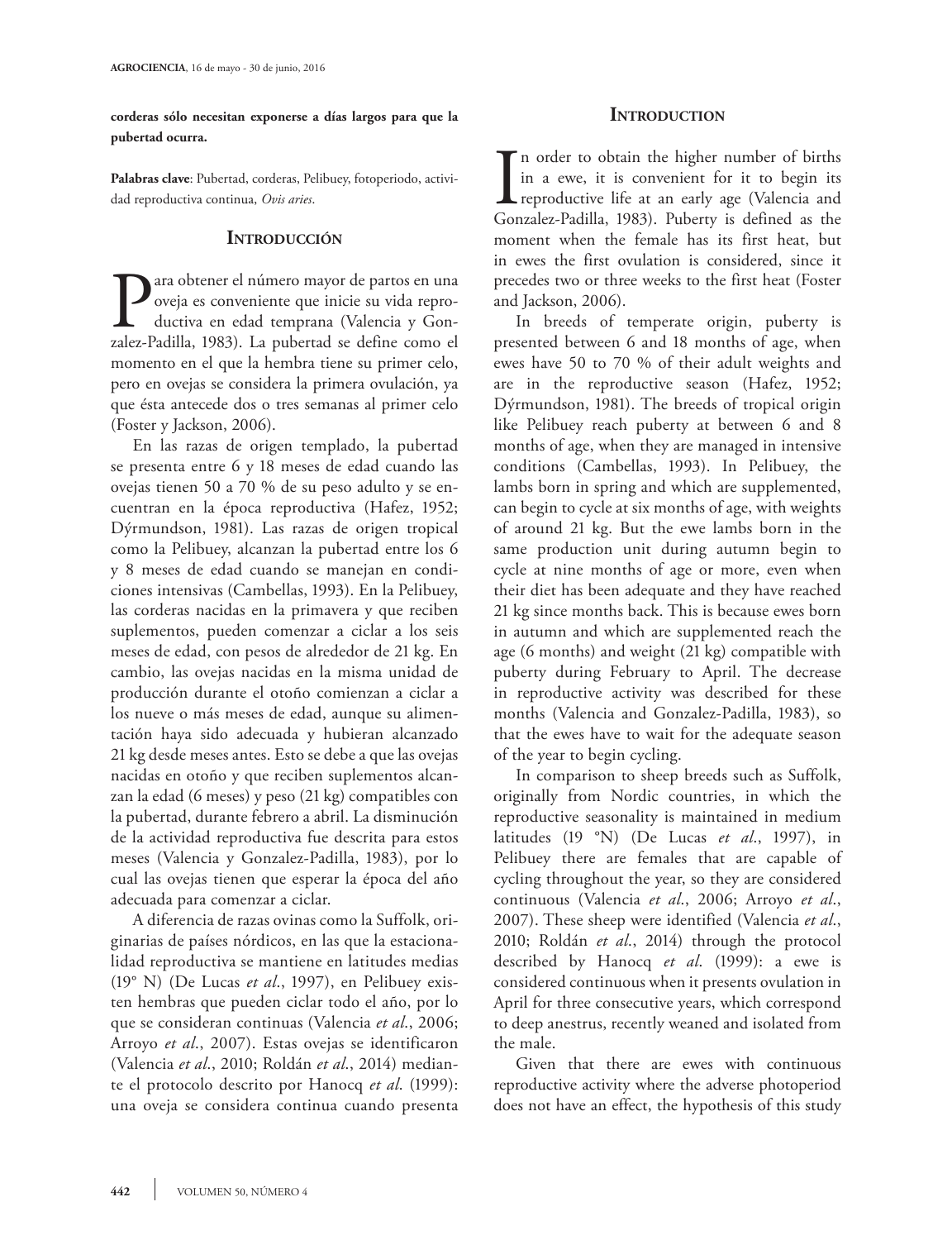**corderas sólo necesitan exponerse a días largos para que la pubertad ocurra.**

**Palabras clave**: Pubertad, corderas, Pelibuey, fotoperiodo, actividad reproductiva continua, *Ovis aries*.

## Introducción

Para obtener el número mayor de partos en una oveja es conveniente que inicie su vida reproductiva en edad temprana (Valencia y Gonzalez-Padilla, 1983). La pubertad se define como el momento en el que la hembra tiene su primer celo, pero en ovejas se considera la primera ovulación, ya que ésta antecede dos o tres semanas al primer celo (Foster y Jackson, 2006).

En las razas de origen templado, la pubertad se presenta entre 6 y 18 meses de edad cuando las ovejas tienen 50 a 70 % de su peso adulto y se encuentran en la época reproductiva (Hafez, 1952; Dýrmundson, 1981). Las razas de origen tropical como la Pelibuey, alcanzan la pubertad entre los 6 y 8 meses de edad cuando se manejan en condiciones intensivas (Cambellas, 1993). En la Pelibuey, las corderas nacidas en la primavera y que reciben suplementos, pueden comenzar a ciclar a los seis meses de edad, con pesos de alrededor de 21 kg. En cambio, las ovejas nacidas en la misma unidad de producción durante el otoño comienzan a ciclar a los nueve o más meses de edad, aunque su alimentación haya sido adecuada y hubieran alcanzado 21 kg desde meses antes. Esto se debe a que las ovejas nacidas en otoño y que reciben suplementos alcanzan la edad (6 meses) y peso (21 kg) compatibles con la pubertad, durante febrero a abril. La disminución de la actividad reproductiva fue descrita para estos meses (Valencia y Gonzalez-Padilla, 1983), por lo cual las ovejas tienen que esperar la época del año adecuada para comenzar a ciclar.

A diferencia de razas ovinas como la Suffolk, originarias de países nórdicos, en las que la estacionalidad reproductiva se mantiene en latitudes medias (19° N) (De Lucas *et al*., 1997), en Pelibuey existen hembras que pueden ciclar todo el año, por lo que se consideran continuas (Valencia *et al*., 2006; Arroyo *et al*., 2007). Estas ovejas se identificaron (Valencia *et al*., 2010; Roldán *et al*., 2014) mediante el protocolo descrito por Hanocq *et al*. (1999): una oveja se considera continua cuando presenta

## Introduction

In order to obtain the higher number of births in a ewe, it is convenient for it to begin its reproductive life at an early age (Valencia and Gonzalez-Padilla, 1983). Puberty is defined as the moment when the female has its first heat, but in ewes the first ovulation is considered, since it precedes two or three weeks to the first heat (Foster and Jackson, 2006).

In breeds of temperate origin, puberty is presented between 6 and 18 months of age, when ewes have 50 to 70 % of their adult weights and are in the reproductive season (Hafez, 1952; Dýrmundson, 1981). The breeds of tropical origin like Pelibuey reach puberty at between 6 and 8 months of age, when they are managed in intensive conditions (Cambellas, 1993). In Pelibuey, the lambs born in spring and which are supplemented, can begin to cycle at six months of age, with weights of around 21 kg. But the ewe lambs born in the same production unit during autumn begin to cycle at nine months of age or more, even when their diet has been adequate and they have reached 21 kg since months back. This is because ewes born in autumn and which are supplemented reach the age (6 months) and weight (21 kg) compatible with puberty during February to April. The decrease in reproductive activity was described for these months (Valencia and Gonzalez-Padilla, 1983), so that the ewes have to wait for the adequate season of the year to begin cycling.

In comparison to sheep breeds such as Suffolk, originally from Nordic countries, in which the reproductive seasonality is maintained in medium latitudes (19 °N) (De Lucas *et al*., 1997), in Pelibuey there are females that are capable of cycling throughout the year, so they are considered continuous (Valencia *et al*., 2006; Arroyo *et al*., 2007). These sheep were identified (Valencia *et al*., 2010; Roldán *et al*., 2014) through the protocol described by Hanocq *et al*. (1999): a ewe is considered continuous when it presents ovulation in April for three consecutive years, which correspond to deep anestrus, recently weaned and isolated from the male.

Given that there are ewes with continuous reproductive activity where the adverse photoperiod does not have an effect, the hypothesis of this study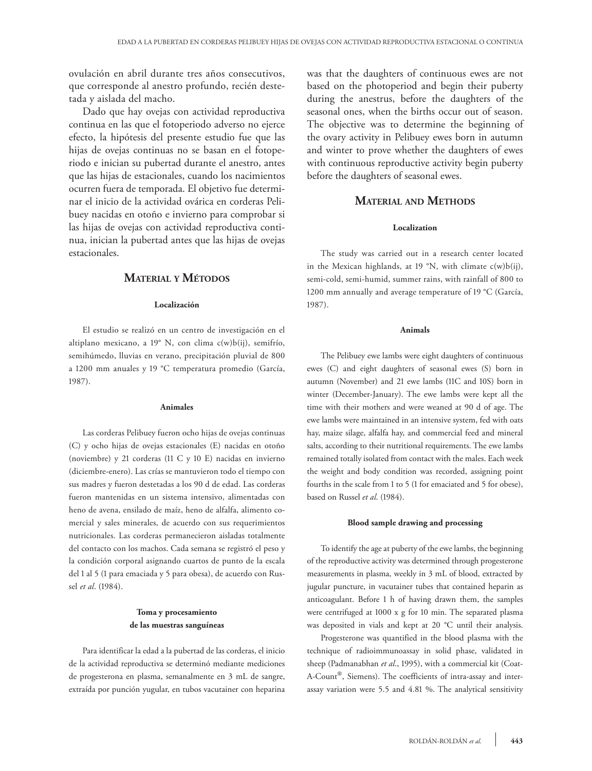ovulación en abril durante tres años consecutivos, que corresponde al anestro profundo, recién destetada y aislada del macho.

Dado que hay ovejas con actividad reproductiva continua en las que el fotoperiodo adverso no ejerce efecto, la hipótesis del presente estudio fue que las hijas de ovejas continuas no se basan en el fotoperiodo e inician su pubertad durante el anestro, antes que las hijas de estacionales, cuando los nacimientos ocurren fuera de temporada. El objetivo fue determinar el inicio de la actividad ovárica en corderas Pelibuey nacidas en otoño e invierno para comprobar si las hijas de ovejas con actividad reproductiva continua, inician la pubertad antes que las hijas de ovejas estacionales.

## Material y Métodos

#### Localización

El estudio se realizó en un centro de investigación en el altiplano mexicano, a 19° N, con clima c(w)b(ij), semifrío, semihúmedo, lluvias en verano, precipitación pluvial de 800 a 1200 mm anuales y 19 °C temperatura promedio (García, 1987).

#### Animales

Las corderas Pelibuey fueron ocho hijas de ovejas continuas (C) y ocho hijas de ovejas estacionales (E) nacidas en otoño (noviembre) y 21 corderas (11 C y 10 E) nacidas en invierno (diciembre-enero). Las crías se mantuvieron todo el tiempo con sus madres y fueron destetadas a los 90 d de edad. Las corderas fueron mantenidas en un sistema intensivo, alimentadas con heno de avena, ensilado de maíz, heno de alfalfa, alimento comercial y sales minerales, de acuerdo con sus requerimientos nutricionales. Las corderas permanecieron aisladas totalmente del contacto con los machos. Cada semana se registró el peso y la condición corporal asignando cuartos de punto de la escala del 1 al 5 (1 para emaciada y 5 para obesa), de acuerdo con Russel *et al*. (1984).

#### Toma y procesamiento de las muestras sanguíneas

Para identificar la edad a la pubertad de las corderas, el inicio de la actividad reproductiva se determinó mediante mediciones de progesterona en plasma, semanalmente en 3 mL de sangre, extraída por punción yugular, en tubos vacutainer con heparina

was that the daughters of continuous ewes are not based on the photoperiod and begin their puberty during the anestrus, before the daughters of the seasonal ones, when the births occur out of season. The objective was to determine the beginning of the ovary activity in Pelibuey ewes born in autumn and winter to prove whether the daughters of ewes with continuous reproductive activity begin puberty before the daughters of seasonal ewes.

## Material and Methods

#### Localization

The study was carried out in a research center located in the Mexican highlands, at 19 °N, with climate c(w)b(ij), semi-cold, semi-humid, summer rains, with rainfall of 800 to 1200 mm annually and average temperature of 19 °C (García, 1987).

#### Animals

The Pelibuey ewe lambs were eight daughters of continuous ewes (C) and eight daughters of seasonal ewes (S) born in autumn (November) and 21 ewe lambs (11C and 10S) born in winter (December-January). The ewe lambs were kept all the time with their mothers and were weaned at 90 d of age. The ewe lambs were maintained in an intensive system, fed with oats hay, maize silage, alfalfa hay, and commercial feed and mineral salts, according to their nutritional requirements. The ewe lambs remained totally isolated from contact with the males. Each week the weight and body condition was recorded, assigning point fourths in the scale from 1 to 5 (1 for emaciated and 5 for obese), based on Russel *et al.* (1984).

#### Blood sample drawing and processing

To identify the age at puberty of the ewe lambs, the beginning of the reproductive activity was determined through progesterone measurements in plasma, weekly in 3 mL of blood, extracted by jugular puncture, in vacutainer tubes that contained heparin as anticoagulant. Before 1 h of having drawn them, the samples were centrifuged at 1000 x g for 10 min. The separated plasma was deposited in vials and kept at 20 °C until their analysis.

Progesterone was quantified in the blood plasma with the technique of radioimmunoassay in solid phase, validated in sheep (Padmanabhan *et al*., 1995), with a commercial kit (Coat-A-Count®, Siemens). The coefficients of intra-assay and inter-assay variation were 5.5 and 4.81 %. The analytical sensitivity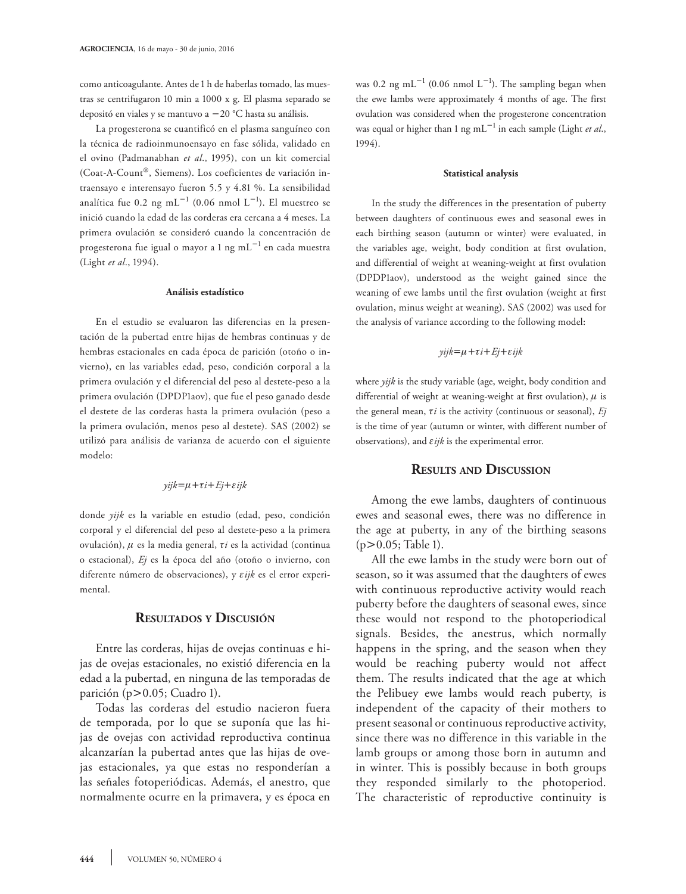como anticoagulante. Antes de 1 h de haberlas tomado, las muestras se centrifugaron 10 min a 1000 x g. El plasma separado se depositó en viales y se mantuvo a −20 °C hasta su análisis.

La progesterona se cuantificó en el plasma sanguíneo con la técnica de radioinmunoensayo en fase sólida, validado en el ovino (Padmanabhan *et al*., 1995), con un kit comercial (Coat-A-Count®, Siemens). Los coeficientes de variación intraensayo e interensayo fueron 5.5 y 4.81 %. La sensibilidad analítica fue 0.2 ng mL$^{-1}$ (0.06 nmol L$^{-1}$). El muestreo se inició cuando la edad de las corderas era cercana a 4 meses. La primera ovulación se consideró cuando la concentración de progesterona fue igual o mayor a 1 ng mL$^{-1}$ en cada muestra (Light *et al*., 1994).

#### Análisis estadístico

En el estudio se evaluaron las diferencias en la presentación de la pubertad entre hijas de hembras continuas y de hembras estacionales en cada época de parición (otoño o invierno), en las variables edad, peso, condición corporal a la primera ovulación y el diferencial del peso al destete-peso a la primera ovulación (DPDP1aov), que fue el peso ganado desde el destete de las corderas hasta la primera ovulación (peso a la primera ovulación, menos peso al destete). SAS (2002) se utilizó para análisis de varianza de acuerdo con el siguiente modelo:

$$y_{ijk} = \mu + \tau_i + E_j + \varepsilon_{ijk}$$

donde $y_{ijk}$ es la variable en estudio (edad, peso, condición corporal y el diferencial del peso al destete-peso a la primera ovulación), $\mu$ es la media general, $\tau_i$ es la actividad (continua o estacional), $E_j$ es la época del año (otoño o invierno, con diferente número de observaciones), y $\varepsilon_{ijk}$ es el error experimental.

## Resultados y Discusión

Entre las corderas, hijas de ovejas continuas e hijas de ovejas estacionales, no existió diferencia en la edad a la pubertad, en ninguna de las temporadas de parición ($p > 0.05$; Cuadro 1).

Todas las corderas del estudio nacieron fuera de temporada, por lo que se suponía que las hijas de ovejas con actividad reproductiva continua alcanzarían la pubertad antes que las hijas de ovejas estacionales, ya que estas no responderían a las señales fotoperiódicas. Además, el anestro, que normalmente ocurre en la primavera, y es época en

was 0.2 ng mL$^{-1}$ (0.06 nmol L$^{-1}$). The sampling began when the ewe lambs were approximately 4 months of age. The first ovulation was considered when the progesterone concentration was equal or higher than 1 ng mL$^{-1}$ in each sample (Light *et al*., 1994).

#### Statistical analysis

In the study the differences in the presentation of puberty between daughters of continuous ewes and seasonal ewes in each birthing season (autumn or winter) were evaluated, in the variables age, weight, body condition at first ovulation, and differential of weight at weaning-weight at first ovulation (DPDP1aov), understood as the weight gained since the weaning of ewe lambs until the first ovulation (weight at first ovulation, minus weight at weaning). SAS (2002) was used for the analysis of variance according to the following model:

$$y_{ijk} = \mu + \tau_i + E_j + \varepsilon_{ijk}$$

where $y_{ijk}$ is the study variable (age, weight, body condition and differential of weight at weaning-weight at first ovulation), $\mu$ is the general mean, $\tau_i$ is the activity (continuous or seasonal), $E_j$ is the time of year (autumn or winter, with different number of observations), and $\varepsilon_{ijk}$ is the experimental error.

## Results and Discussion

Among the ewe lambs, daughters of continuous ewes and seasonal ewes, there was no difference in the age at puberty, in any of the birthing seasons ($p > 0.05$; Table 1).

All the ewe lambs in the study were born out of season, so it was assumed that the daughters of ewes with continuous reproductive activity would reach puberty before the daughters of seasonal ewes, since these would not respond to the photoperiodical signals. Besides, the anestrus, which normally happens in the spring, and the season when they would be reaching puberty would not affect them. The results indicated that the age at which the Pelibuey ewe lambs would reach puberty, is independent of the capacity of their mothers to present seasonal or continuous reproductive activity, since there was no difference in this variable in the lamb groups or among those born in autumn and in winter. This is possibly because in both groups they responded similarly to the photoperiod. The characteristic of reproductive continuity is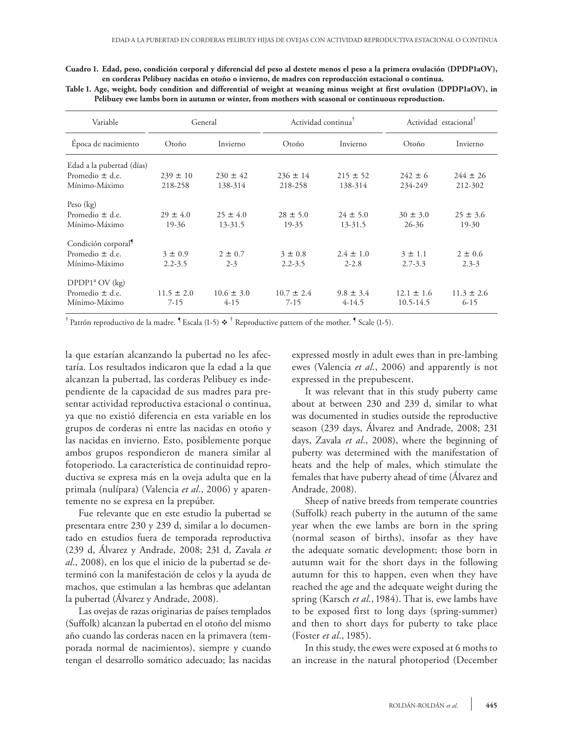**Cuadro 1. Edad, peso, condición corporal y diferencial del peso al destete menos el peso a la primera ovulación (DPDP1aOV), en corderas Pelibuey nacidas en otoño o invierno, de madres con reproducción estacional o continua.**

**Table 1. Age, weight, body condition and differential of weight at weaning minus weight at first ovulation (DPDP1aOV), in Pelibuey ewe lambs born in autumn or winter, from mothers with seasonal or continuous reproduction.**

| Variable | General | | Actividad continua† | | Actividad estacional† | |
|---|---|---|---|---|---|---|
| Época de nacimiento | Otoño | Invierno | Otoño | Invierno | Otoño | Invierno |
| Edad a la pubertad (días) | | | | | | |
| Promedio ± d.e. | 239 ± 10 | 230 ± 42 | 236 ± 14 | 215 ± 52 | 242 ± 6 | 244 ± 26 |
| Mínimo-Máximo | 218-258 | 138-314 | 218-258 | 138-314 | 234-249 | 212-302 |
| Peso (kg) | | | | | | |
| Promedio ± d.e. | 29 ± 4.0 | 25 ± 4.0 | 28 ± 5.0 | 24 ± 5.0 | 30 ± 3.0 | 25 ± 3.6 |
| Mínimo-Máximo | 19-36 | 13-31.5 | 19-35 | 13-31.5 | 26-36 | 19-30 |
| Condición corporal¶ | | | | | | |
| Promedio ± d.e. | 3 ± 0.9 | 2 ± 0.7 | 3 ± 0.8 | 2.4 ± 1.0 | 3 ± 1.1 | 2 ± 0.6 |
| Mínimo-Máximo | 2.2-3.5 | 2-3 | 2.2-3.5 | 2-2.8 | 2.7-3.3 | 2.3-3 |
| DPDP1a OV (kg) | | | | | | |
| Promedio ± d.e. | 11.5 ± 2.0 | 10.6 ± 3.0 | 10.7 ± 2.4 | 9.8 ± 3.4 | 12.1 ± 1.6 | 11.3 ± 2.6 |
| Mínimo-Máximo | 7-15 | 4-15 | 7-15 | 4-14.5 | 10.5-14.5 | 6-15 |

† Patrón reproductivo de la madre. ¶ Escala (1-5) ❖ † Reproductive pattern of the mother. ¶ Scale (1-5).

la que estarían alcanzando la pubertad no les afectaría. Los resultados indicaron que la edad a la que alcanzan la pubertad, las corderas Pelibuey es independiente de la capacidad de sus madres para presentar actividad reproductiva estacional o continua, ya que no existió diferencia en esta variable en los grupos de corderas ni entre las nacidas en otoño y las nacidas en invierno. Esto, posiblemente porque ambos grupos respondieron de manera similar al fotoperiodo. La característica de continuidad reproductiva se expresa más en la oveja adulta que en la primala (nulípara) (Valencia *et al*., 2006) y aparentemente no se expresa en la prepúber.

Fue relevante que en este estudio la pubertad se presentara entre 230 y 239 d, similar a lo documentado en estudios fuera de temporada reproductiva (239 d, Álvarez y Andrade, 2008; 231 d, Zavala *et al*., 2008), en los que el inicio de la pubertad se determinó con la manifestación de celos y la ayuda de machos, que estimulan a las hembras que adelantan la pubertad (Álvarez y Andrade, 2008).

Las ovejas de razas originarias de países templados (Suffolk) alcanzan la pubertad en el otoño del mismo año cuando las corderas nacen en la primavera (temporada normal de nacimientos), siempre y cuando tengan el desarrollo somático adecuado; las nacidas

expressed mostly in adult ewes than in pre-lambing ewes (Valencia *et al*., 2006) and apparently is not expressed in the prepubescent.

It was relevant that in this study puberty came about at between 230 and 239 d, similar to what was documented in studies outside the reproductive season (239 days, Álvarez and Andrade, 2008; 231 days, Zavala *et al*., 2008), where the beginning of puberty was determined with the manifestation of heats and the help of males, which stimulate the females that have puberty ahead of time (Álvarez and Andrade, 2008).

Sheep of native breeds from temperate countries (Suffolk) reach puberty in the autumn of the same year when the ewe lambs are born in the spring (normal season of births), insofar as they have the adequate somatic development; those born in autumn wait for the short days in the following autumn for this to happen, even when they have reached the age and the adequate weight during the spring (Karsch *et al*., 1984). That is, ewe lambs have to be exposed first to long days (spring-summer) and then to short days for puberty to take place (Foster *et al*., 1985).

In this study, the ewes were exposed at 6 moths to an increase in the natural photoperiod (December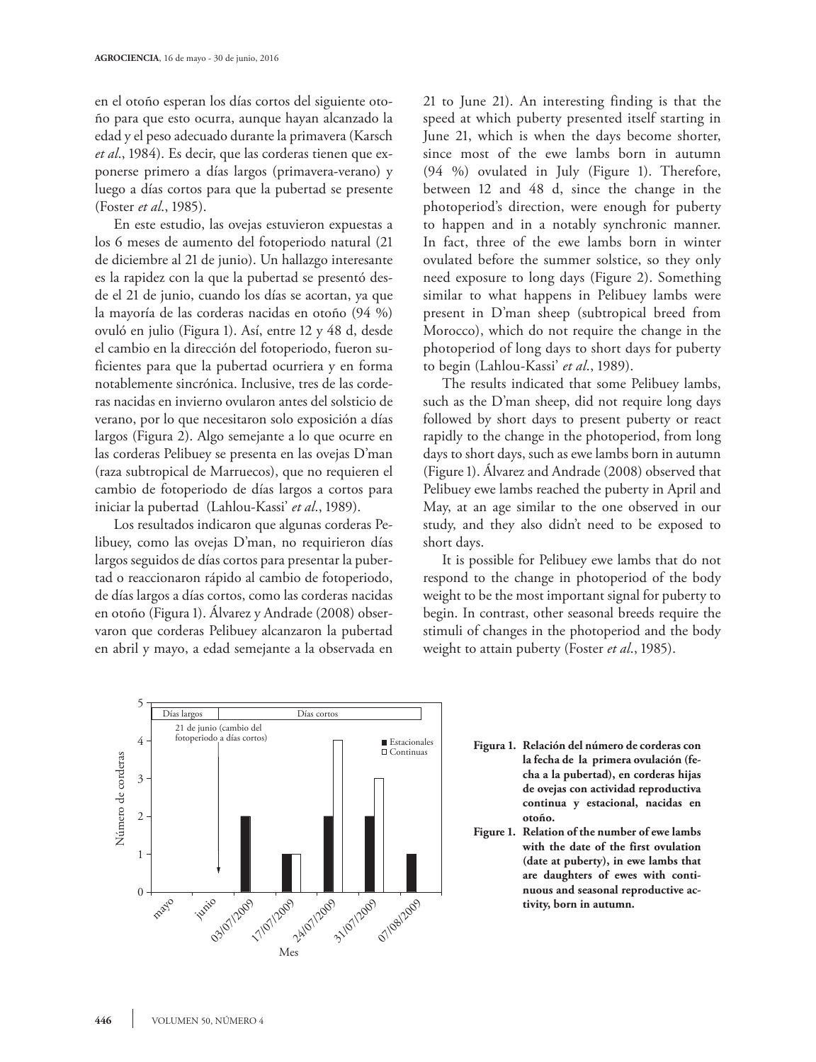en el otoño esperan los días cortos del siguiente otoño para que esto ocurra, aunque hayan alcanzado la edad y el peso adecuado durante la primavera (Karsch *et al*., 1984). Es decir, que las corderas tienen que exponerse primero a días largos (primavera-verano) y luego a días cortos para que la pubertad se presente (Foster *et al*., 1985).

En este estudio, las ovejas estuvieron expuestas a los 6 meses de aumento del fotoperiodo natural (21 de diciembre al 21 de junio). Un hallazgo interesante es la rapidez con la que la pubertad se presentó desde el 21 de junio, cuando los días se acortan, ya que la mayoría de las corderas nacidas en otoño (94 %) ovuló en julio (Figura 1). Así, entre 12 y 48 d, desde el cambio en la dirección del fotoperiodo, fueron suficientes para que la pubertad ocurriera y en forma notablemente sincrónica. Inclusive, tres de las corderas nacidas en invierno ovularon antes del solsticio de verano, por lo que necesitaron solo exposición a días largos (Figura 2). Algo semejante a lo que ocurre en las corderas Pelibuey se presenta en las ovejas D'man (raza subtropical de Marruecos), que no requieren el cambio de fotoperiodo de días largos a cortos para iniciar la pubertad (Lahlou-Kassi' *et al*., 1989).

Los resultados indicaron que algunas corderas Pelibuey, como las ovejas D'man, no requirieron días largos seguidos de días cortos para presentar la pubertad o reaccionaron rápido al cambio de fotoperiodo, de días largos a días cortos, como las corderas nacidas en otoño (Figura 1). Álvarez y Andrade (2008) observaron que corderas Pelibuey alcanzaron la pubertad en abril y mayo, a edad semejante a la observada en

21 to June 21). An interesting finding is that the speed at which puberty presented itself starting in June 21, which is when the days become shorter, since most of the ewe lambs born in autumn (94 %) ovulated in July (Figure 1). Therefore, between 12 and 48 d, since the change in the photoperiod's direction, were enough for puberty to happen and in a notably synchronic manner. In fact, three of the ewe lambs born in winter ovulated before the summer solstice, so they only need exposure to long days (Figure 2). Something similar to what happens in Pelibuey lambs were present in D'man sheep (subtropical breed from Morocco), which do not require the change in the photoperiod of long days to short days for puberty to begin (Lahlou-Kassi' *et al*., 1989).

The results indicated that some Pelibuey lambs, such as the D'man sheep, did not require long days followed by short days to present puberty or react rapidly to the change in the photoperiod, from long days to short days, such as ewe lambs born in autumn (Figure 1). Álvarez and Andrade (2008) observed that Pelibuey ewe lambs reached the puberty in April and May, at an age similar to the one observed in our study, and they also didn't need to be exposed to short days.

It is possible for Pelibuey ewe lambs that do not respond to the change in photoperiod of the body weight to be the most important signal for puberty to begin. In contrast, other seasonal breeds require the stimuli of changes in the photoperiod and the body weight to attain puberty (Foster *et al*., 1985).

**Figura 1. Relación del número de corderas con la fecha de la primera ovulación (fecha a la pubertad), en corderas hijas de ovejas con actividad reproductiva continua y estacional, nacidas en otoño.**

**Figure 1. Relation of the number of ewe lambs with the date of the first ovulation (date at puberty), in ewe lambs that are daughters of ewes with continuous and seasonal reproductive activity, born in autumn.**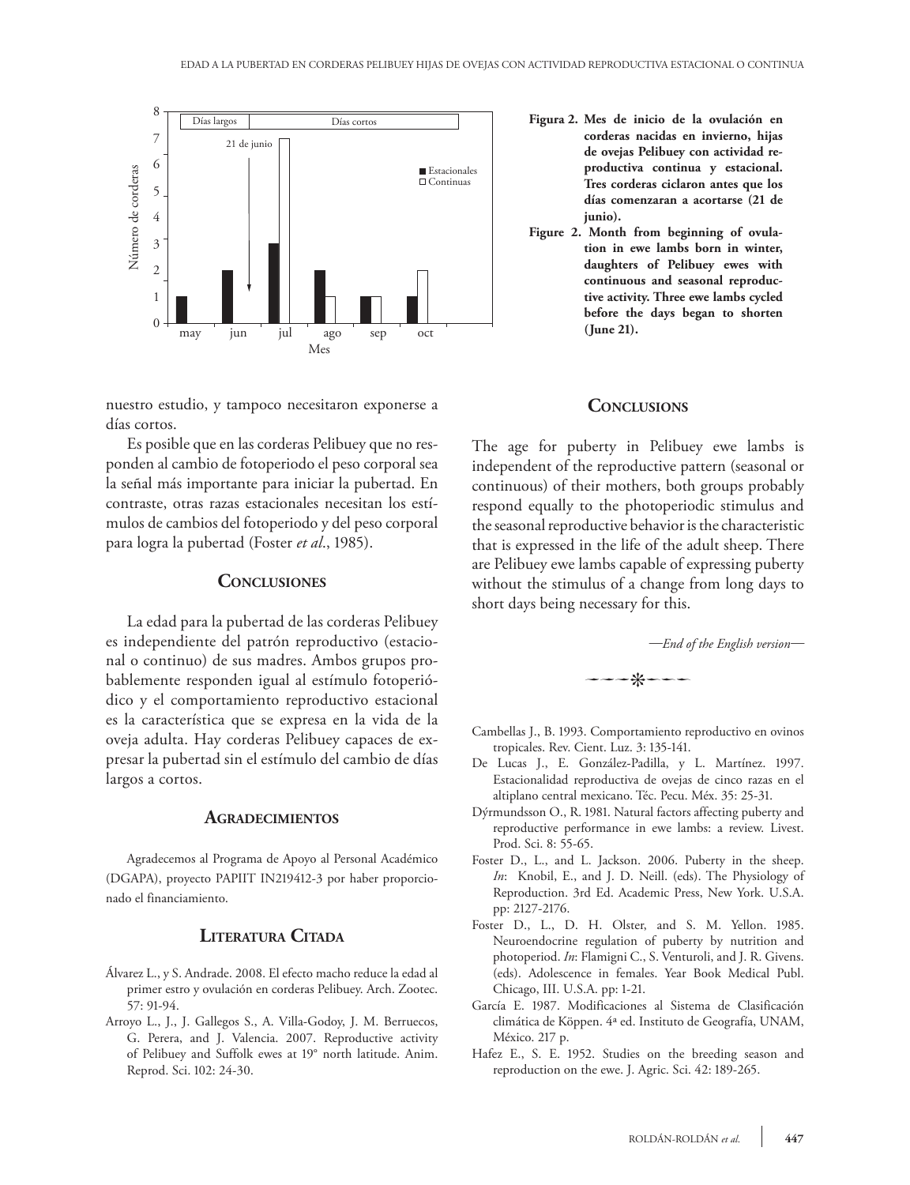Figura 2. Mes de inicio de la ovulación en corderas nacidas en invierno, hijas de ovejas Pelibuey con actividad reproductiva continua y estacional. Tres corderas ciclaron antes que los días comenzaran a acortarse (21 de junio).

Figure 2. Month from beginning of ovulation in ewe lambs born in winter, daughters of Pelibuey ewes with continuous and seasonal reproductive activity. Three ewe lambs cycled before the days began to shorten (June 21).

nuestro estudio, y tampoco necesitaron exponerse a días cortos.

Es posible que en las corderas Pelibuey que no responden al cambio de fotoperiodo el peso corporal sea la señal más importante para iniciar la pubertad. En contraste, otras razas estacionales necesitan los estímulos de cambios del fotoperiodo y del peso corporal para logra la pubertad (Foster *et al*., 1985).

## Conclusiones

La edad para la pubertad de las corderas Pelibuey es independiente del patrón reproductivo (estacional o continuo) de sus madres. Ambos grupos probablemente responden igual al estímulo fotoperiódico y el comportamiento reproductivo estacional es la característica que se expresa en la vida de la oveja adulta. Hay corderas Pelibuey capaces de expresar la pubertad sin el estímulo del cambio de días largos a cortos.

## Agradecimientos

Agradecemos al Programa de Apoyo al Personal Académico (DGAPA), proyecto PAPIIT IN219412-3 por haber proporcionado el financiamiento.

## Conclusions

The age for puberty in Pelibuey ewe lambs is independent of the reproductive pattern (seasonal or continuous) of their mothers, both groups probably respond equally to the photoperiodic stimulus and the seasonal reproductive behavior is the characteristic that is expressed in the life of the adult sheep. There are Pelibuey ewe lambs capable of expressing puberty without the stimulus of a change from long days to short days being necessary for this.

*—End of the English version—*

## Literatura Citada

Álvarez L., y S. Andrade. 2008. El efecto macho reduce la edad al primer estro y ovulación en corderas Pelibuey. Arch. Zootec. 57: 91-94.

Arroyo L., J., J. Gallegos S., A. Villa-Godoy, J. M. Berruecos, G. Perera, and J. Valencia. 2007. Reproductive activity of Pelibuey and Suffolk ewes at 19° north latitude. Anim. Reprod. Sci. 102: 24-30.

Cambellas J., B. 1993. Comportamiento reproductivo en ovinos tropicales. Rev. Cient. Luz. 3: 135-141.

De Lucas J., E. González-Padilla, y L. Martínez. 1997. Estacionalidad reproductiva de ovejas de cinco razas en el altiplano central mexicano. Téc. Pecu. Méx. 35: 25-31.

Dýrmundsson O., R. 1981. Natural factors affecting puberty and reproductive performance in ewe lambs: a review. Livest. Prod. Sci. 8: 55-65.

Foster D., L., and L. Jackson. 2006. Puberty in the sheep. *In*: Knobil, E., and J. D. Neill. (eds). The Physiology of Reproduction. 3rd Ed. Academic Press, New York. U.S.A. pp: 2127-2176.

Foster D., L., D. H. Olster, and S. M. Yellon. 1985. Neuroendocrine regulation of puberty by nutrition and photoperiod. *In*: Flamigni C., S. Venturoli, and J. R. Givens. (eds). Adolescence in females. Year Book Medical Publ. Chicago, III. U.S.A. pp: 1-21.

García E. 1987. Modificaciones al Sistema de Clasificación climática de Köppen. 4ª ed. Instituto de Geografía, UNAM, México. 217 p.

Hafez E., S. E. 1952. Studies on the breeding season and reproduction on the ewe. J. Agric. Sci. 42: 189-265.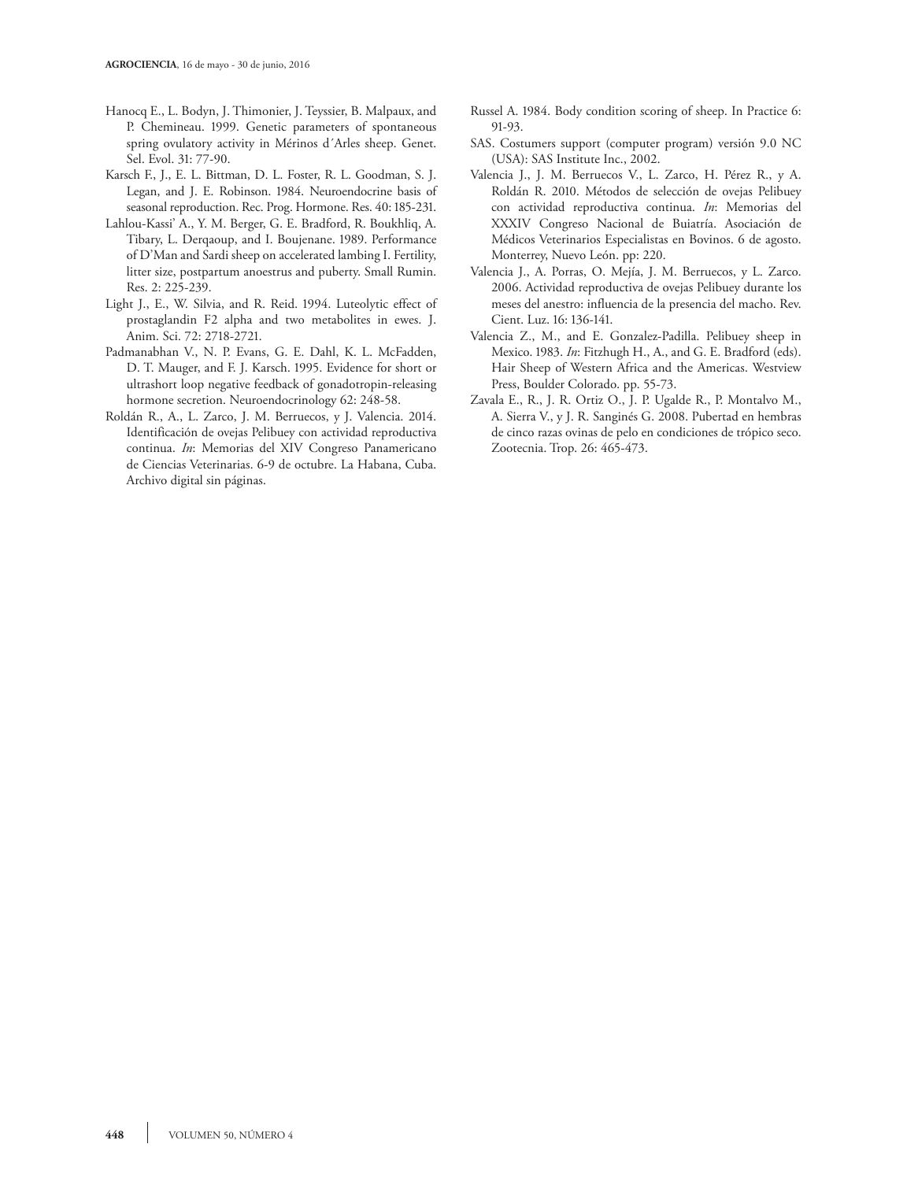Hanocq E., L. Bodyn, J. Thimonier, J. Teyssier, B. Malpaux, and P. Chemineau. 1999. Genetic parameters of spontaneous spring ovulatory activity in Mérinos d´Arles sheep. Genet. Sel. Evol. 31: 77-90.

Karsch F., J., E. L. Bittman, D. L. Foster, R. L. Goodman, S. J. Legan, and J. E. Robinson. 1984. Neuroendocrine basis of seasonal reproduction. Rec. Prog. Hormone. Res. 40: 185-231.

Lahlou-Kassi' A., Y. M. Berger, G. E. Bradford, R. Boukhliq, A. Tibary, L. Derqaoup, and I. Boujenane. 1989. Performance of D'Man and Sardi sheep on accelerated lambing I. Fertility, litter size, postpartum anoestrus and puberty. Small Rumin. Res. 2: 225-239.

Light J., E., W. Silvia, and R. Reid. 1994. Luteolytic effect of prostaglandin F2 alpha and two metabolites in ewes. J. Anim. Sci. 72: 2718-2721.

Padmanabhan V., N. P. Evans, G. E. Dahl, K. L. McFadden, D. T. Mauger, and F. J. Karsch. 1995. Evidence for short or ultrashort loop negative feedback of gonadotropin-releasing hormone secretion. Neuroendocrinology 62: 248-58.

Roldán R., A., L. Zarco, J. M. Berruecos, y J. Valencia. 2014. Identificación de ovejas Pelibuey con actividad reproductiva continua. *In*: Memorias del XIV Congreso Panamericano de Ciencias Veterinarias. 6-9 de octubre. La Habana, Cuba. Archivo digital sin páginas.

Russel A. 1984. Body condition scoring of sheep. In Practice 6: 91-93.

SAS. Costumers support (computer program) versión 9.0 NC (USA): SAS Institute Inc., 2002.

Valencia J., J. M. Berruecos V., L. Zarco, H. Pérez R., y A. Roldán R. 2010. Métodos de selección de ovejas Pelibuey con actividad reproductiva continua. *In*: Memorias del XXXIV Congreso Nacional de Buiatría. Asociación de Médicos Veterinarios Especialistas en Bovinos. 6 de agosto. Monterrey, Nuevo León. pp: 220.

Valencia J., A. Porras, O. Mejía, J. M. Berruecos, y L. Zarco. 2006. Actividad reproductiva de ovejas Pelibuey durante los meses del anestro: influencia de la presencia del macho. Rev. Cient. Luz. 16: 136-141.

Valencia Z., M., and E. Gonzalez-Padilla. Pelibuey sheep in Mexico. 1983. *In*: Fitzhugh H., A., and G. E. Bradford (eds). Hair Sheep of Western Africa and the Americas. Westview Press, Boulder Colorado. pp. 55-73.

Zavala E., R., J. R. Ortiz O., J. P. Ugalde R., P. Montalvo M., A. Sierra V., y J. R. Sanginés G. 2008. Pubertad en hembras de cinco razas ovinas de pelo en condiciones de trópico seco. Zootecnia. Trop. 26: 465-473.